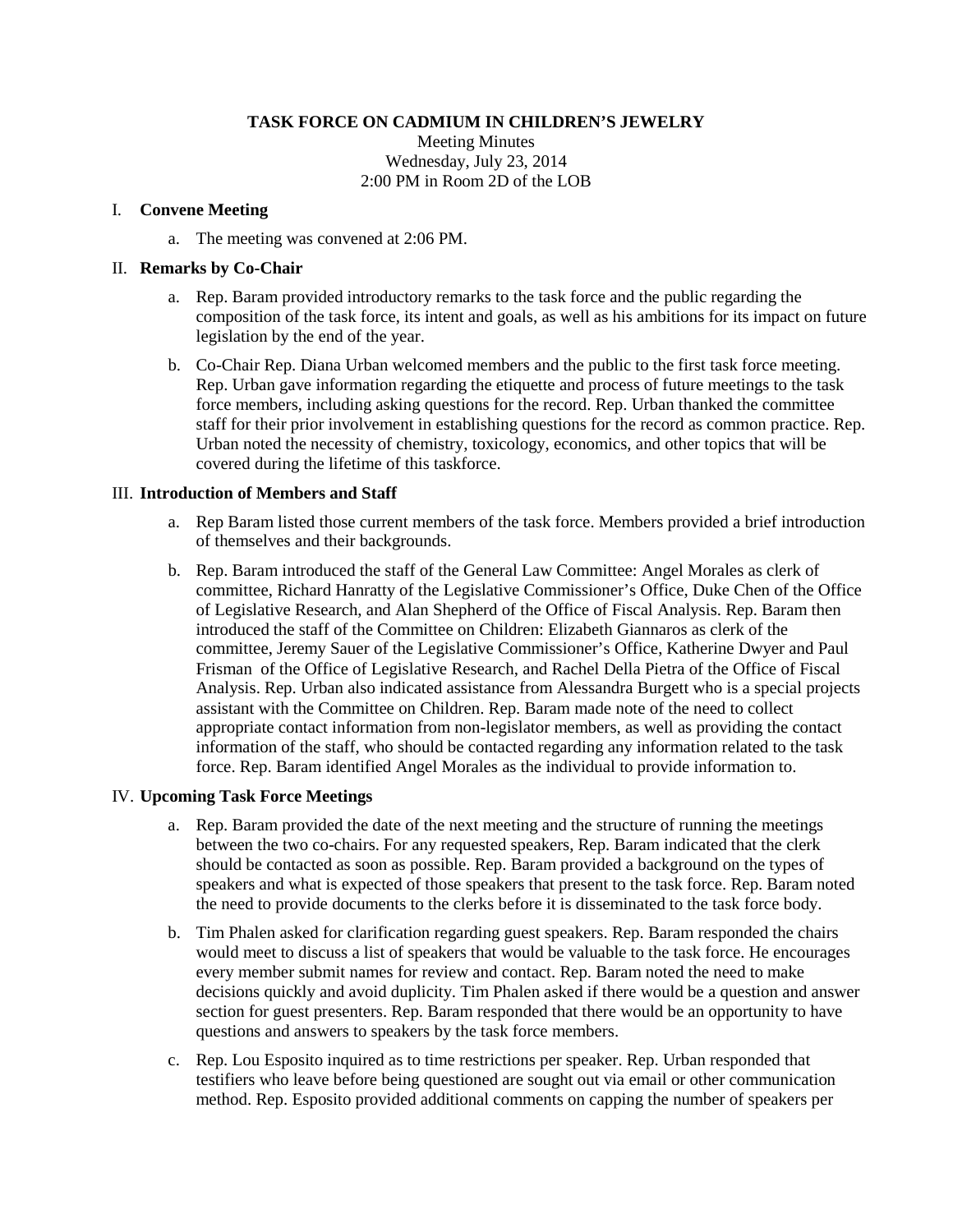**TASK FORCE ON CADMIUM IN CHILDREN'S JEWELRY**

Meeting Minutes
Wednesday, July 23, 2014
2:00 PM in Room 2D of the LOB

I. **Convene Meeting**

   a. The meeting was convened at 2:06 PM.

II. **Remarks by Co-Chair**

   a. Rep. Baram provided introductory remarks to the task force and the public regarding the composition of the task force, its intent and goals, as well as his ambitions for its impact on future legislation by the end of the year.

   b. Co-Chair Rep. Diana Urban welcomed members and the public to the first task force meeting. Rep. Urban gave information regarding the etiquette and process of future meetings to the task force members, including asking questions for the record. Rep. Urban thanked the committee staff for their prior involvement in establishing questions for the record as common practice. Rep. Urban noted the necessity of chemistry, toxicology, economics, and other topics that will be covered during the lifetime of this taskforce.

III. **Introduction of Members and Staff**

   a. Rep Baram listed those current members of the task force. Members provided a brief introduction of themselves and their backgrounds.

   b. Rep. Baram introduced the staff of the General Law Committee: Angel Morales as clerk of committee, Richard Hanratty of the Legislative Commissioner's Office, Duke Chen of the Office of Legislative Research, and Alan Shepherd of the Office of Fiscal Analysis. Rep. Baram then introduced the staff of the Committee on Children: Elizabeth Giannaros as clerk of the committee, Jeremy Sauer of the Legislative Commissioner's Office, Katherine Dwyer and Paul Frisman of the Office of Legislative Research, and Rachel Della Pietra of the Office of Fiscal Analysis. Rep. Urban also indicated assistance from Alessandra Burgett who is a special projects assistant with the Committee on Children. Rep. Baram made note of the need to collect appropriate contact information from non-legislator members, as well as providing the contact information of the staff, who should be contacted regarding any information related to the task force. Rep. Baram identified Angel Morales as the individual to provide information to.

IV. **Upcoming Task Force Meetings**

   a. Rep. Baram provided the date of the next meeting and the structure of running the meetings between the two co-chairs. For any requested speakers, Rep. Baram indicated that the clerk should be contacted as soon as possible. Rep. Baram provided a background on the types of speakers and what is expected of those speakers that present to the task force. Rep. Baram noted the need to provide documents to the clerks before it is disseminated to the task force body.

   b. Tim Phalen asked for clarification regarding guest speakers. Rep. Baram responded the chairs would meet to discuss a list of speakers that would be valuable to the task force. He encourages every member submit names for review and contact. Rep. Baram noted the need to make decisions quickly and avoid duplicity. Tim Phalen asked if there would be a question and answer section for guest presenters. Rep. Baram responded that there would be an opportunity to have questions and answers to speakers by the task force members.

   c. Rep. Lou Esposito inquired as to time restrictions per speaker. Rep. Urban responded that testifiers who leave before being questioned are sought out via email or other communication method. Rep. Esposito provided additional comments on capping the number of speakers per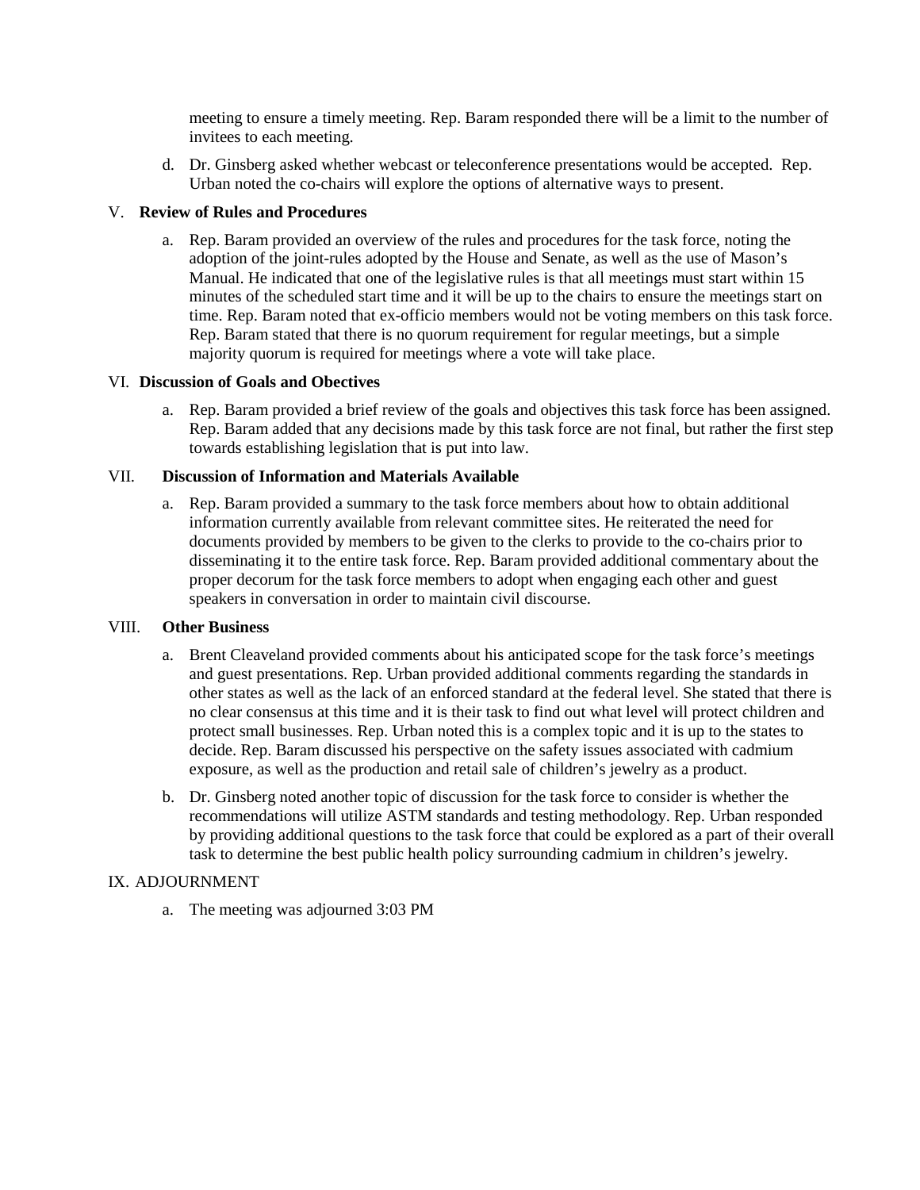meeting to ensure a timely meeting. Rep. Baram responded there will be a limit to the number of invitees to each meeting.

d. Dr. Ginsberg asked whether webcast or teleconference presentations would be accepted. Rep. Urban noted the co-chairs will explore the options of alternative ways to present.

V. **Review of Rules and Procedures**

a. Rep. Baram provided an overview of the rules and procedures for the task force, noting the adoption of the joint-rules adopted by the House and Senate, as well as the use of Mason's Manual. He indicated that one of the legislative rules is that all meetings must start within 15 minutes of the scheduled start time and it will be up to the chairs to ensure the meetings start on time. Rep. Baram noted that ex-officio members would not be voting members on this task force. Rep. Baram stated that there is no quorum requirement for regular meetings, but a simple majority quorum is required for meetings where a vote will take place.

VI. **Discussion of Goals and Obectives**

a. Rep. Baram provided a brief review of the goals and objectives this task force has been assigned. Rep. Baram added that any decisions made by this task force are not final, but rather the first step towards establishing legislation that is put into law.

VII. **Discussion of Information and Materials Available**

a. Rep. Baram provided a summary to the task force members about how to obtain additional information currently available from relevant committee sites. He reiterated the need for documents provided by members to be given to the clerks to provide to the co-chairs prior to disseminating it to the entire task force. Rep. Baram provided additional commentary about the proper decorum for the task force members to adopt when engaging each other and guest speakers in conversation in order to maintain civil discourse.

VIII. **Other Business**

a. Brent Cleaveland provided comments about his anticipated scope for the task force's meetings and guest presentations. Rep. Urban provided additional comments regarding the standards in other states as well as the lack of an enforced standard at the federal level. She stated that there is no clear consensus at this time and it is their task to find out what level will protect children and protect small businesses. Rep. Urban noted this is a complex topic and it is up to the states to decide. Rep. Baram discussed his perspective on the safety issues associated with cadmium exposure, as well as the production and retail sale of children's jewelry as a product.

b. Dr. Ginsberg noted another topic of discussion for the task force to consider is whether the recommendations will utilize ASTM standards and testing methodology. Rep. Urban responded by providing additional questions to the task force that could be explored as a part of their overall task to determine the best public health policy surrounding cadmium in children's jewelry.

IX. ADJOURNMENT

a. The meeting was adjourned 3:03 PM